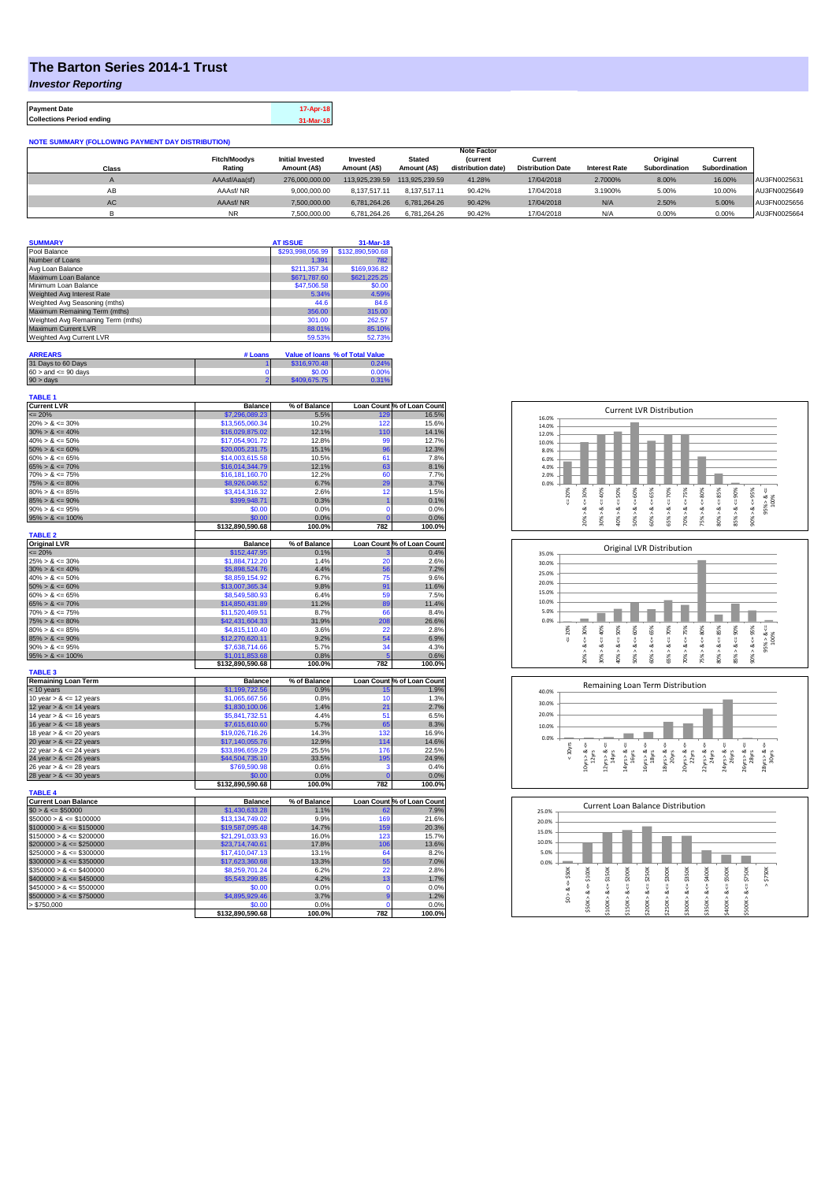# The Barton Series 2014-1 Trust

*Investor Reporting*

| Payment Date | 17-Apr-18 |
|---|---|
| Collections Period ending | 31-Mar-18 |

**NOTE SUMMARY (FOLLOWING PAYMENT DAY DISTRIBUTION)**

| Class | Fitch/Moodys Rating | Initial Invested Amount (A$) | Invested Amount (A$) | Stated Amount (A$) | Note Factor (current distribution date) | Current Distribution Date | Interest Rate | Original Subordination | Current Subordination | |
|---|---|---|---|---|---|---|---|---|---|---|
| A | AAAsf/Aaa(sf) | 276,000,000.00 | 113,925,239.59 | 113,925,239.59 | 41.28% | 17/04/2018 | 2.7000% | 8.00% | 16.00% | AU3FN0025631 |
| AB | AAAsf/ NR | 9,000,000.00 | 8,137,517.11 | 8,137,517.11 | 90.42% | 17/04/2018 | 3.1900% | 5.00% | 10.00% | AU3FN0025649 |
| AC | AAAsf/ NR | 7,500,000.00 | 6,781,264.26 | 6,781,264.26 | 90.42% | 17/04/2018 | N/A | 2.50% | 5.00% | AU3FN0025656 |
| B | NR | 7,500,000.00 | 6,781,264.26 | 6,781,264.26 | 90.42% | 17/04/2018 | N/A | 0.00% | 0.00% | AU3FN0025664 |

| SUMMARY | AT ISSUE | 31-Mar-18 |
|---|---|---|
| Pool Balance | $293,998,056.99 | $132,890,590.68 |
| Number of Loans | 1,391 | 782 |
| Avg Loan Balance | $211,357.34 | $169,936.82 |
| Maximum Loan Balance | $671,787.60 | $621,225.25 |
| Minimum Loan Balance | $47,506.58 | $0.00 |
| Weighted Avg Interest Rate | 5.34% | 4.59% |
| Weighted Avg Seasoning (mths) | 44.6 | 84.6 |
| Maximum Remaining Term (mths) | 356.00 | 315.00 |
| Weighted Avg Remaining Term (mths) | 301.00 | 262.57 |
| Maximum Current LVR | 88.01% | 85.10% |
| Weighted Avg Current LVR | 59.53% | 52.73% |

| ARREARS | # Loans | Value of loans | % of Total Value |
|---|---|---|---|
| 31 Days to 60 Days | 1 | $316,970.48 | 0.24% |
| 60 > and <= 90 days | 0 | $0.00 | 0.00% |
| 90 > days | 2 | $409,675.75 | 0.31% |

**TABLE 1**

| Current LVR | Balance | % of Balance | Loan Count | % of Loan Count |
|---|---|---|---|---|
| <= 20% | $7,296,089.23 | 5.5% | 129 | 16.5% |
| 20% > & <= 30% | $13,565,060.34 | 10.2% | 122 | 15.6% |
| 30% > & <= 40% | $16,029,875.02 | 12.1% | 110 | 14.1% |
| 40% > & <= 50% | $17,054,901.72 | 12.8% | 99 | 12.7% |
| 50% > & <= 60% | $20,005,231.75 | 15.1% | 96 | 12.3% |
| 60% > & <= 65% | $14,003,615.58 | 10.5% | 61 | 7.8% |
| 65% > & <= 70% | $16,014,344.79 | 12.1% | 63 | 8.1% |
| 70% > & <= 75% | $16,181,160.70 | 12.2% | 60 | 7.7% |
| 75% > & <= 80% | $8,926,046.52 | 6.7% | 29 | 3.7% |
| 80% > & <= 85% | $3,414,316.32 | 2.6% | 12 | 1.5% |
| 85% > & <= 90% | $399,948.71 | 0.3% | 1 | 0.1% |
| 90% > & <= 95% | $0.00 | 0.0% | 0 | 0.0% |
| 95% > & <= 100% | $0.00 | 0.0% | 0 | 0.0% |
| | $132,890,590.68 | 100.0% | 782 | 100.0% |

**TABLE 2**

| Original LVR | Balance | % of Balance | Loan Count | % of Loan Count |
|---|---|---|---|---|
| <= 20% | $152,447.95 | 0.1% | 3 | 0.4% |
| 25% > & <= 30% | $1,884,712.20 | 1.4% | 20 | 2.6% |
| 30% > & <= 40% | $5,898,524.76 | 4.4% | 56 | 7.2% |
| 40% > & <= 50% | $8,859,154.92 | 6.7% | 75 | 9.6% |
| 50% > & <= 60% | $13,007,365.34 | 9.8% | 91 | 11.6% |
| 60% > & <= 65% | $8,549,580.93 | 6.4% | 59 | 7.5% |
| 65% > & <= 70% | $14,850,431.89 | 11.2% | 89 | 11.4% |
| 70% > & <= 75% | $11,520,469.51 | 8.7% | 66 | 8.4% |
| 75% > & <= 80% | $42,431,604.33 | 31.9% | 208 | 26.6% |
| 80% > & <= 85% | $4,815,110.40 | 3.6% | 22 | 2.8% |
| 85% > & <= 90% | $12,270,620.11 | 9.2% | 54 | 6.9% |
| 90% > & <= 95% | $7,638,714.66 | 5.7% | 34 | 4.3% |
| 95% > & <= 100% | $1,011,853.68 | 0.8% | 5 | 0.6% |
| | $132,890,590.68 | 100.0% | 782 | 100.0% |

**TABLE 3**

| Remaining Loan Term | Balance | % of Balance | Loan Count | % of Loan Count |
|---|---|---|---|---|
| < 10 years | $1,199,722.56 | 0.9% | 15 | 1.9% |
| 10 year > & <= 12 years | $1,065,667.56 | 0.8% | 10 | 1.3% |
| 12 year > & <= 14 years | $1,830,100.06 | 1.4% | 21 | 2.7% |
| 14 year > & <= 16 years | $5,841,732.51 | 4.4% | 51 | 6.5% |
| 16 year > & <= 18 years | $7,615,610.60 | 5.7% | 65 | 8.3% |
| 18 year > & <= 20 years | $19,026,716.26 | 14.3% | 132 | 16.9% |
| 20 year > & <= 22 years | $17,140,055.76 | 12.9% | 114 | 14.6% |
| 22 year > & <= 24 years | $33,896,659.29 | 25.5% | 176 | 22.5% |
| 24 year > & <= 26 years | $44,504,735.10 | 33.5% | 195 | 24.9% |
| 26 year > & <= 28 years | $769,590.98 | 0.6% | 3 | 0.4% |
| 28 year > & <= 30 years | $0.00 | 0.0% | 0 | 0.0% |
| | $132,890,590.68 | 100.0% | 782 | 100.0% |

**TABLE 4**

| Current Loan Balance | Balance | % of Balance | Loan Count | % of Loan Count |
|---|---|---|---|---|
| $0 > & <= $50000 | $1,430,633.28 | 1.1% | 62 | 7.9% |
| $50000 > & <= $100000 | $13,134,749.02 | 9.9% | 169 | 21.6% |
| $100000 > & <= $150000 | $19,587,095.48 | 14.7% | 159 | 20.3% |
| $150000 > & <= $200000 | $21,291,033.93 | 16.0% | 123 | 15.7% |
| $200000 > & <= $250000 | $23,714,740.61 | 17.8% | 106 | 13.6% |
| $250000 > & <= $300000 | $17,410,047.13 | 13.1% | 64 | 8.2% |
| $300000 > & <= $350000 | $17,623,360.68 | 13.3% | 55 | 7.0% |
| $350000 > & <= $400000 | $8,259,701.24 | 6.2% | 22 | 2.8% |
| $400000 > & <= $450000 | $5,543,299.85 | 4.2% | 13 | 1.7% |
| $450000 > & <= $500000 | $0.00 | 0.0% | 0 | 0.0% |
| $500000 > & <= $750000 | $4,895,929.46 | 3.7% | 9 | 1.2% |
| > $750,000 | $0.00 | 0.0% | 0 | 0.0% |
| | $132,890,590.68 | 100.0% | 782 | 100.0% |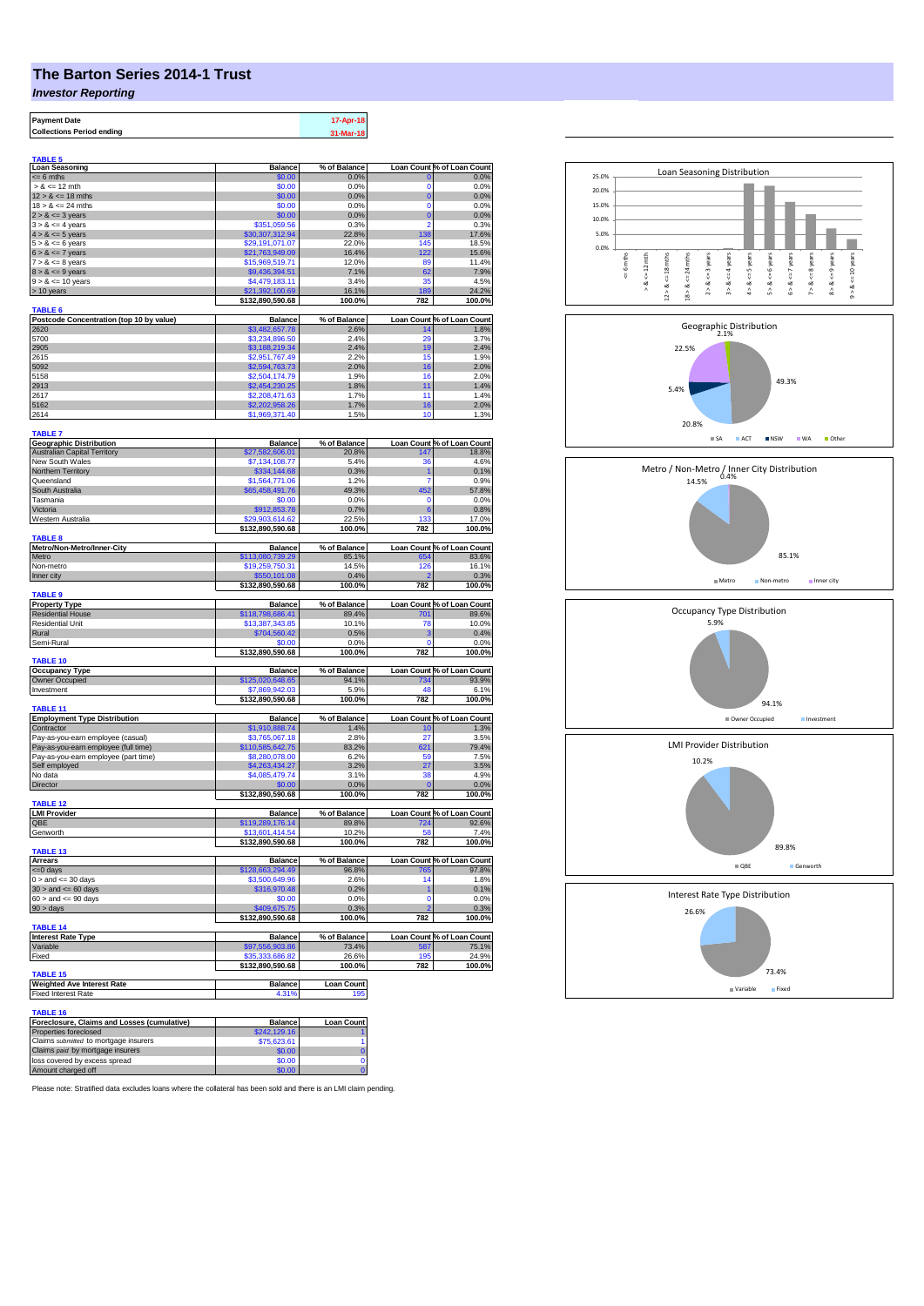# The Barton Series 2014-1 Trust

***Investor Reporting***

| | |
|---|---|
| **Payment Date** | 17-Apr-18 |
| **Collections Period ending** | 31-Mar-18 |

**TABLE 5**

| Loan Seasoning | Balance | % of Balance | Loan Count | % of Loan Count |
|---|---|---|---|---|
| <= 6 mths | $0.00 | 0.0% | 0 | 0.0% |
| > & <= 12 mth | $0.00 | 0.0% | 0 | 0.0% |
| 12 > & <= 18 mths | $0.00 | 0.0% | 0 | 0.0% |
| 18 > & <= 24 mths | $0.00 | 0.0% | 0 | 0.0% |
| 2 > & <= 3 years | $0.00 | 0.0% | 0 | 0.0% |
| 3 > & <= 4 years | $351,059.56 | 0.3% | 2 | 0.3% |
| 4 > & <= 5 years | $30,307,312.94 | 22.8% | 138 | 17.6% |
| 5 > & <= 6 years | $29,191,071.07 | 22.0% | 145 | 18.5% |
| 6 > & <= 7 years | $21,763,949.09 | 16.4% | 122 | 15.6% |
| 7 > & <= 8 years | $15,969,519.71 | 12.0% | 89 | 11.4% |
| 8 > & <= 9 years | $9,436,394.51 | 7.1% | 62 | 7.9% |
| 9 > & <= 10 years | $4,479,183.11 | 3.4% | 35 | 4.5% |
| > 10 years | $21,392,100.69 | 16.1% | 189 | 24.2% |
| | $132,890,590.68 | 100.0% | 782 | 100.0% |

**TABLE 6**

| Postcode Concentration (top 10 by value) | Balance | % of Balance | Loan Count | % of Loan Count |
|---|---|---|---|---|
| 2620 | $3,482,657.78 | 2.6% | 14 | 1.8% |
| 5700 | $3,234,896.50 | 2.4% | 29 | 3.7% |
| 2905 | $3,188,219.34 | 2.4% | 19 | 2.4% |
| 2615 | $2,951,767.49 | 2.2% | 15 | 1.9% |
| 5092 | $2,594,763.73 | 2.0% | 16 | 2.0% |
| 5158 | $2,504,174.79 | 1.9% | 16 | 2.0% |
| 2913 | $2,454,230.25 | 1.8% | 11 | 1.4% |
| 2617 | $2,208,471.63 | 1.7% | 11 | 1.4% |
| 5162 | $2,202,958.26 | 1.7% | 16 | 2.0% |
| 2614 | $1,969,371.40 | 1.5% | 10 | 1.3% |

**TABLE 7**

| Geographic Distribution | Balance | % of Balance | Loan Count | % of Loan Count |
|---|---|---|---|---|
| Australian Capital Territory | $27,582,606.01 | 20.8% | 147 | 18.8% |
| New South Wales | $7,134,108.77 | 5.4% | 36 | 4.6% |
| Northern Territory | $334,144.68 | 0.3% | 1 | 0.1% |
| Queensland | $1,564,771.06 | 1.2% | 7 | 0.9% |
| South Australia | $65,458,491.76 | 49.3% | 452 | 57.8% |
| Tasmania | $0.00 | 0.0% | 0 | 0.0% |
| Victoria | $912,853.78 | 0.7% | 6 | 0.8% |
| Western Australia | $29,903,614.62 | 22.5% | 133 | 17.0% |
| | $132,890,590.68 | 100.0% | 782 | 100.0% |

**TABLE 8**

| Metro/Non-Metro/Inner-City | Balance | % of Balance | Loan Count | % of Loan Count |
|---|---|---|---|---|
| Metro | $113,080,739.29 | 85.1% | 654 | 83.6% |
| Non-metro | $19,259,750.31 | 14.5% | 126 | 16.1% |
| Inner city | $550,101.08 | 0.4% | 2 | 0.3% |
| | $132,890,590.68 | 100.0% | 782 | 100.0% |

**TABLE 9**

| Property Type | Balance | % of Balance | Loan Count | % of Loan Count |
|---|---|---|---|---|
| Residential House | $118,798,686.41 | 89.4% | 701 | 89.6% |
| Residential Unit | $13,387,343.85 | 10.1% | 78 | 10.0% |
| Rural | $704,560.42 | 0.5% | 3 | 0.4% |
| Semi-Rural | $0.00 | 0.0% | 0 | 0.0% |
| | $132,890,590.68 | 100.0% | 782 | 100.0% |

**TABLE 10**

| Occupancy Type | Balance | % of Balance | Loan Count | % of Loan Count |
|---|---|---|---|---|
| Owner Occupied | $125,020,648.65 | 94.1% | 734 | 93.9% |
| Investment | $7,869,942.03 | 5.9% | 48 | 6.1% |
| | $132,890,590.68 | 100.0% | 782 | 100.0% |

**TABLE 11**

| Employment Type Distribution | Balance | % of Balance | Loan Count | % of Loan Count |
|---|---|---|---|---|
| Contractor | $1,910,888.74 | 1.4% | 10 | 1.3% |
| Pay-as-you-earn employee (casual) | $3,765,067.18 | 2.8% | 27 | 3.5% |
| Pay-as-you-earn employee (full time) | $110,585,642.75 | 83.2% | 621 | 79.4% |
| Pay-as-you-earn employee (part time) | $8,280,078.00 | 6.2% | 59 | 7.5% |
| Self employed | $4,263,434.27 | 3.2% | 27 | 3.5% |
| No data | $4,085,479.74 | 3.1% | 38 | 4.9% |
| Director | $0.00 | 0.0% | 0 | 0.0% |
| | $132,890,590.68 | 100.0% | 782 | 100.0% |

**TABLE 12**

| LMI Provider | Balance | % of Balance | Loan Count | % of Loan Count |
|---|---|---|---|---|
| QBE | $119,289,176.14 | 89.8% | 724 | 92.6% |
| Genworth | $13,601,414.54 | 10.2% | 58 | 7.4% |
| | $132,890,590.68 | 100.0% | 782 | 100.0% |

**TABLE 13**

| Arrears | Balance | % of Balance | Loan Count | % of Loan Count |
|---|---|---|---|---|
| <=0 days | $128,663,294.49 | 96.8% | 765 | 97.8% |
| 0 > and <= 30 days | $3,500,649.96 | 2.6% | 14 | 1.8% |
| 30 > and <= 60 days | $316,970.48 | 0.2% | 1 | 0.1% |
| 60 > and <= 90 days | $0.00 | 0.0% | 0 | 0.0% |
| 90 > days | $409,675.75 | 0.3% | 2 | 0.3% |
| | $132,890,590.68 | 100.0% | 782 | 100.0% |

**TABLE 14**

| Interest Rate Type | Balance | % of Balance | Loan Count | % of Loan Count |
|---|---|---|---|---|
| Variable | $97,556,903.86 | 73.4% | 587 | 75.1% |
| Fixed | $35,333,686.82 | 26.6% | 195 | 24.9% |
| | $132,890,590.68 | 100.0% | 782 | 100.0% |

**TABLE 15**

| Weighted Ave Interest Rate | Balance | Loan Count |
|---|---|---|
| Fixed Interest Rate | 4.31% | 195 |

**TABLE 16**

| Foreclosure, Claims and Losses (cumulative) | Balance | Loan Count |
|---|---|---|
| Properties foreclosed | $242,129.16 | 1 |
| Claims *submitted* to mortgage insurers | $75,623.61 | 1 |
| Claims *paid* by mortgage insurers | $0.00 | 0 |
| loss covered by excess spread | $0.00 | 0 |
| Amount charged off | $0.00 | 0 |

Please note: Stratified data excludes loans where the collateral has been sold and there is an LMI claim pending.

Loan Seasoning Distribution
25.0%
20.0%
15.0%
10.0%
5.0%
0.0%
<= 6 mths
> & <= 12 mth
12 > & <= 18 mths
18 > & <= 24 mths
2 > & <= 3 years
3 > & <= 4 years
4 > & <= 5 years
5 > & <= 6 years
6 > & <= 7 years
7 > & <= 8 years
8 > & <= 9 years
9 > & <= 10 years

Geographic Distribution
2.1%
22.5%
5.4%
20.8%
49.3%
SA ACT NSW WA Other

Metro / Non-Metro / Inner City Distribution
0.4%
14.5%
85.1%
Metro Non-metro Inner city

Occupancy Type Distribution
5.9%
94.1%
Owner Occupied Investment

LMI Provider Distribution
10.2%
89.8%
QBE Genworth

Interest Rate Type Distribution
26.6%
73.4%
Variable Fixed